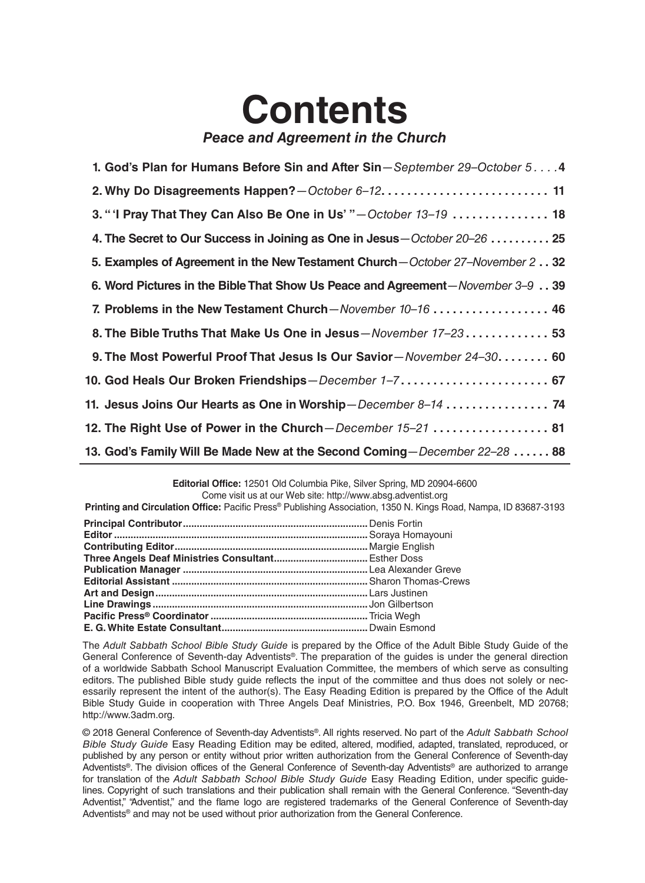# Contents

***Peace and Agreement in the Church***

1. **God's Plan for Humans Before Sin and After Sin**—*September 29–October 5* . . . . **4**
2. **Why Do Disagreements Happen?**—*October 6–12*. . . . . . . . . . . . . . . . . . . . . . . . . . **11**
3. **" 'I Pray That They Can Also Be One in Us' "**—*October 13–19* . . . . . . . . . . . . . . . **18**
4. **The Secret to Our Success in Joining as One in Jesus**—*October 20–26* . . . . . . . . . . **25**
5. **Examples of Agreement in the New Testament Church**—*October 27–November 2* . . **32**
6. **Word Pictures in the Bible That Show Us Peace and Agreement**—*November 3–9* . . **39**
7. **Problems in the New Testament Church**—*November 10–16* . . . . . . . . . . . . . . . . . . **46**
8. **The Bible Truths That Make Us One in Jesus**—*November 17–23* . . . . . . . . . . . . . **53**
9. **The Most Powerful Proof That Jesus Is Our Savior**—*November 24–30*. . . . . . . . **60**
10. **God Heals Our Broken Friendships**—*December 1–7*. . . . . . . . . . . . . . . . . . . . . . . **67**
11. **Jesus Joins Our Hearts as One in Worship**—*December 8–14* . . . . . . . . . . . . . . . . **74**
12. **The Right Use of Power in the Church**—*December 15–21* . . . . . . . . . . . . . . . . . . **81**
13. **God's Family Will Be Made New at the Second Coming**—*December 22–28* . . . . . . **88**

---

**Editorial Office:** 12501 Old Columbia Pike, Silver Spring, MD 20904-6600
Come visit us at our Web site: http://www.absg.adventist.org
**Printing and Circulation Office:** Pacific Press® Publishing Association, 1350 N. Kings Road, Nampa, ID 83687-3193

| | |
|---|---|
| **Principal Contributor** | Denis Fortin |
| **Editor** | Soraya Homayouni |
| **Contributing Editor** | Margie English |
| **Three Angels Deaf Ministries Consultant** | Esther Doss |
| **Publication Manager** | Lea Alexander Greve |
| **Editorial Assistant** | Sharon Thomas-Crews |
| **Art and Design** | Lars Justinen |
| **Line Drawings** | Jon Gilbertson |
| **Pacific Press® Coordinator** | Tricia Wegh |
| **E. G. White Estate Consultant** | Dwain Esmond |

The *Adult Sabbath School Bible Study Guide* is prepared by the Office of the Adult Bible Study Guide of the General Conference of Seventh-day Adventists®. The preparation of the guides is under the general direction of a worldwide Sabbath School Manuscript Evaluation Committee, the members of which serve as consulting editors. The published Bible study guide reflects the input of the committee and thus does not solely or necessarily represent the intent of the author(s). The Easy Reading Edition is prepared by the Office of the Adult Bible Study Guide in cooperation with Three Angels Deaf Ministries, P.O. Box 1946, Greenbelt, MD 20768; http://www.3adm.org.

© 2018 General Conference of Seventh-day Adventists®. All rights reserved. No part of the *Adult Sabbath School Bible Study Guide* Easy Reading Edition may be edited, altered, modified, adapted, translated, reproduced, or published by any person or entity without prior written authorization from the General Conference of Seventh-day Adventists®. The division offices of the General Conference of Seventh-day Adventists® are authorized to arrange for translation of the *Adult Sabbath School Bible Study Guide* Easy Reading Edition, under specific guidelines. Copyright of such translations and their publication shall remain with the General Conference. "Seventh-day Adventist," "Adventist," and the flame logo are registered trademarks of the General Conference of Seventh-day Adventists® and may not be used without prior authorization from the General Conference.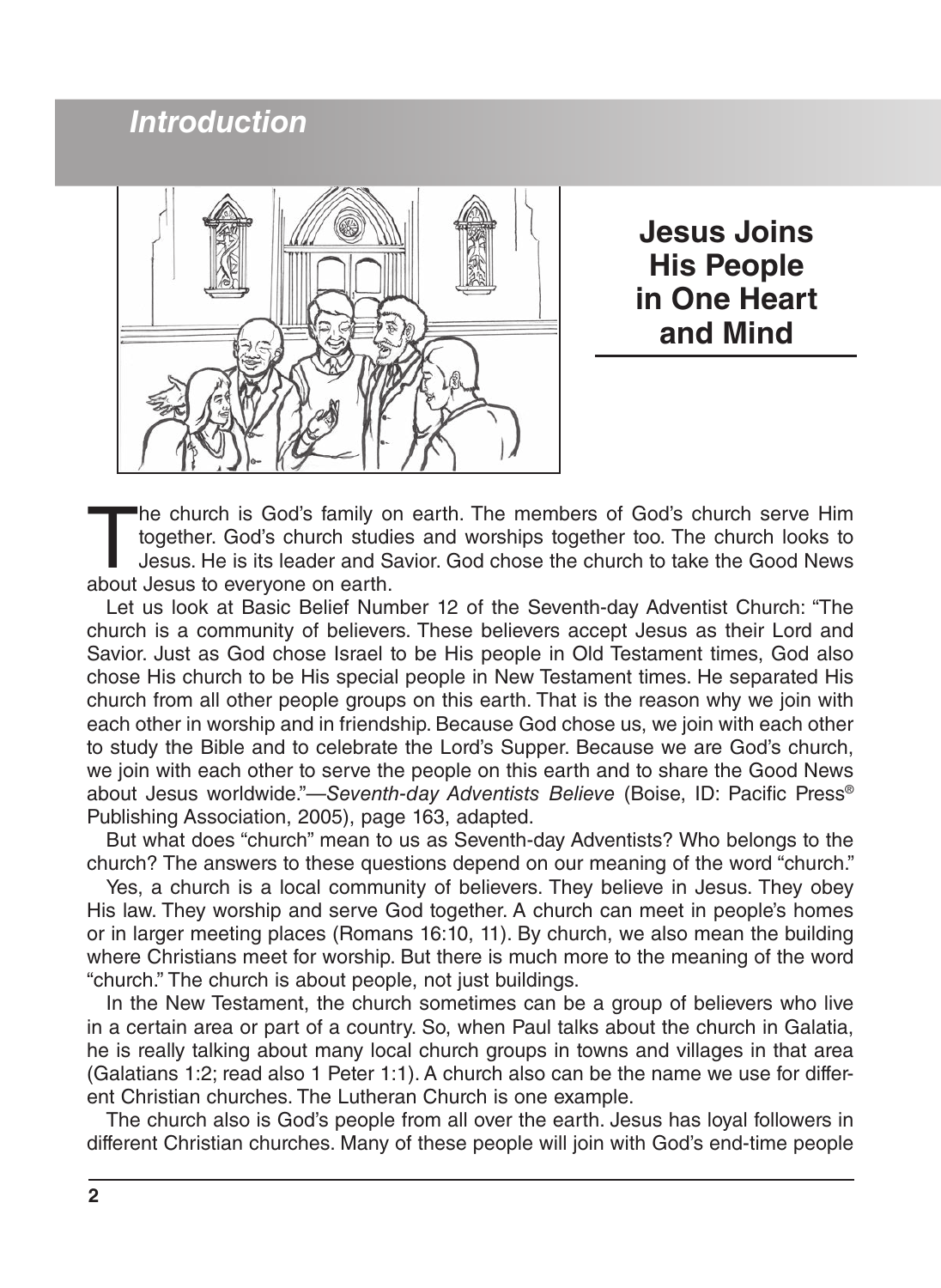## Introduction

# Jesus Joins His People in One Heart and Mind

The church is God's family on earth. The members of God's church serve Him together. God's church studies and worships together too. The church looks to Jesus. He is its leader and Savior. God chose the church to take the Good News about Jesus to everyone on earth.

Let us look at Basic Belief Number 12 of the Seventh-day Adventist Church: "The church is a community of believers. These believers accept Jesus as their Lord and Savior. Just as God chose Israel to be His people in Old Testament times, God also chose His church to be His special people in New Testament times. He separated His church from all other people groups on this earth. That is the reason why we join with each other in worship and in friendship. Because God chose us, we join with each other to study the Bible and to celebrate the Lord's Supper. Because we are God's church, we join with each other to serve the people on this earth and to share the Good News about Jesus worldwide."—*Seventh-day Adventists Believe* (Boise, ID: Pacific Press® Publishing Association, 2005), page 163, adapted.

But what does "church" mean to us as Seventh-day Adventists? Who belongs to the church? The answers to these questions depend on our meaning of the word "church."

Yes, a church is a local community of believers. They believe in Jesus. They obey His law. They worship and serve God together. A church can meet in people's homes or in larger meeting places (Romans 16:10, 11). By church, we also mean the building where Christians meet for worship. But there is much more to the meaning of the word "church." The church is about people, not just buildings.

In the New Testament, the church sometimes can be a group of believers who live in a certain area or part of a country. So, when Paul talks about the church in Galatia, he is really talking about many local church groups in towns and villages in that area (Galatians 1:2; read also 1 Peter 1:1). A church also can be the name we use for different Christian churches. The Lutheran Church is one example.

The church also is God's people from all over the earth. Jesus has loyal followers in different Christian churches. Many of these people will join with God's end-time people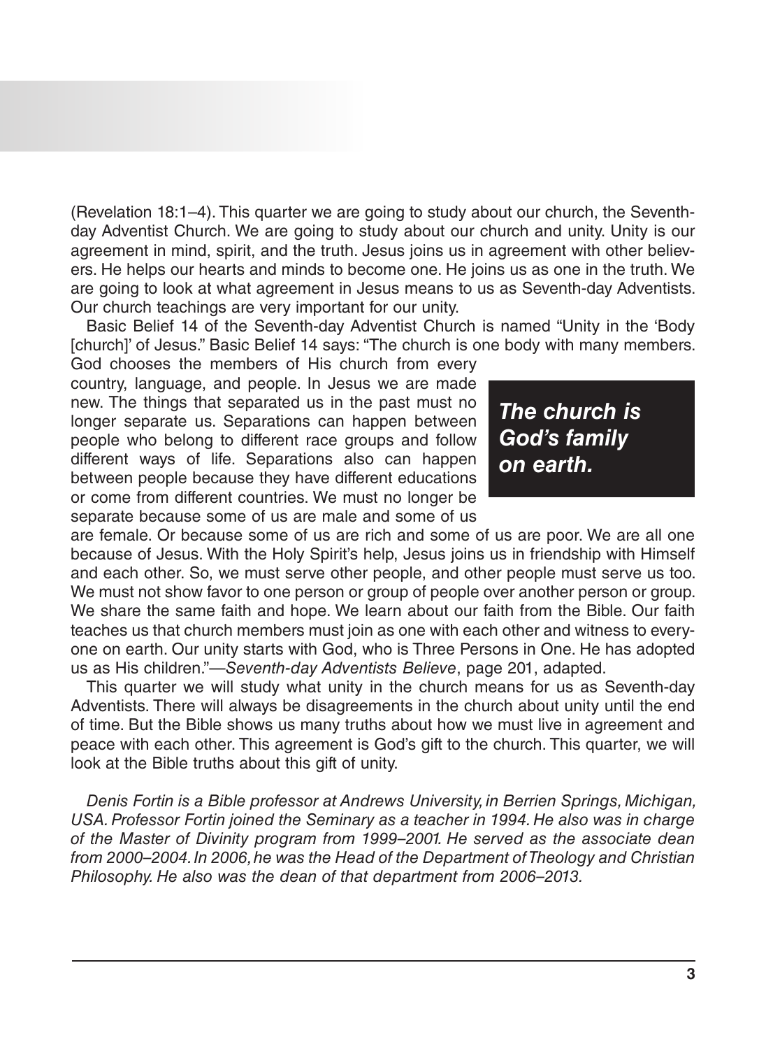(Revelation 18:1–4). This quarter we are going to study about our church, the Seventh-day Adventist Church. We are going to study about our church and unity. Unity is our agreement in mind, spirit, and the truth. Jesus joins us in agreement with other believers. He helps our hearts and minds to become one. He joins us as one in the truth. We are going to look at what agreement in Jesus means to us as Seventh-day Adventists. Our church teachings are very important for our unity.

Basic Belief 14 of the Seventh-day Adventist Church is named "Unity in the 'Body [church]' of Jesus." Basic Belief 14 says: "The church is one body with many members. God chooses the members of His church from every country, language, and people. In Jesus we are made new. The things that separated us in the past must no longer separate us. Separations can happen between people who belong to different race groups and follow different ways of life. Separations also can happen between people because they have different educations or come from different countries. We must no longer be separate because some of us are male and some of us are female. Or because some of us are rich and some of us are poor. We are all one because of Jesus. With the Holy Spirit's help, Jesus joins us in friendship with Himself and each other. So, we must serve other people, and other people must serve us too. We must not show favor to one person or group of people over another person or group. We share the same faith and hope. We learn about our faith from the Bible. Our faith teaches us that church members must join as one with each other and witness to everyone on earth. Our unity starts with God, who is Three Persons in One. He has adopted us as His children."—*Seventh-day Adventists Believe*, page 201, adapted.

***The church is God's family on earth.***

This quarter we will study what unity in the church means for us as Seventh-day Adventists. There will always be disagreements in the church about unity until the end of time. But the Bible shows us many truths about how we must live in agreement and peace with each other. This agreement is God's gift to the church. This quarter, we will look at the Bible truths about this gift of unity.

*Denis Fortin is a Bible professor at Andrews University, in Berrien Springs, Michigan, USA. Professor Fortin joined the Seminary as a teacher in 1994. He also was in charge of the Master of Divinity program from 1999–2001. He served as the associate dean from 2000–2004. In 2006, he was the Head of the Department of Theology and Christian Philosophy. He also was the dean of that department from 2006–2013.*